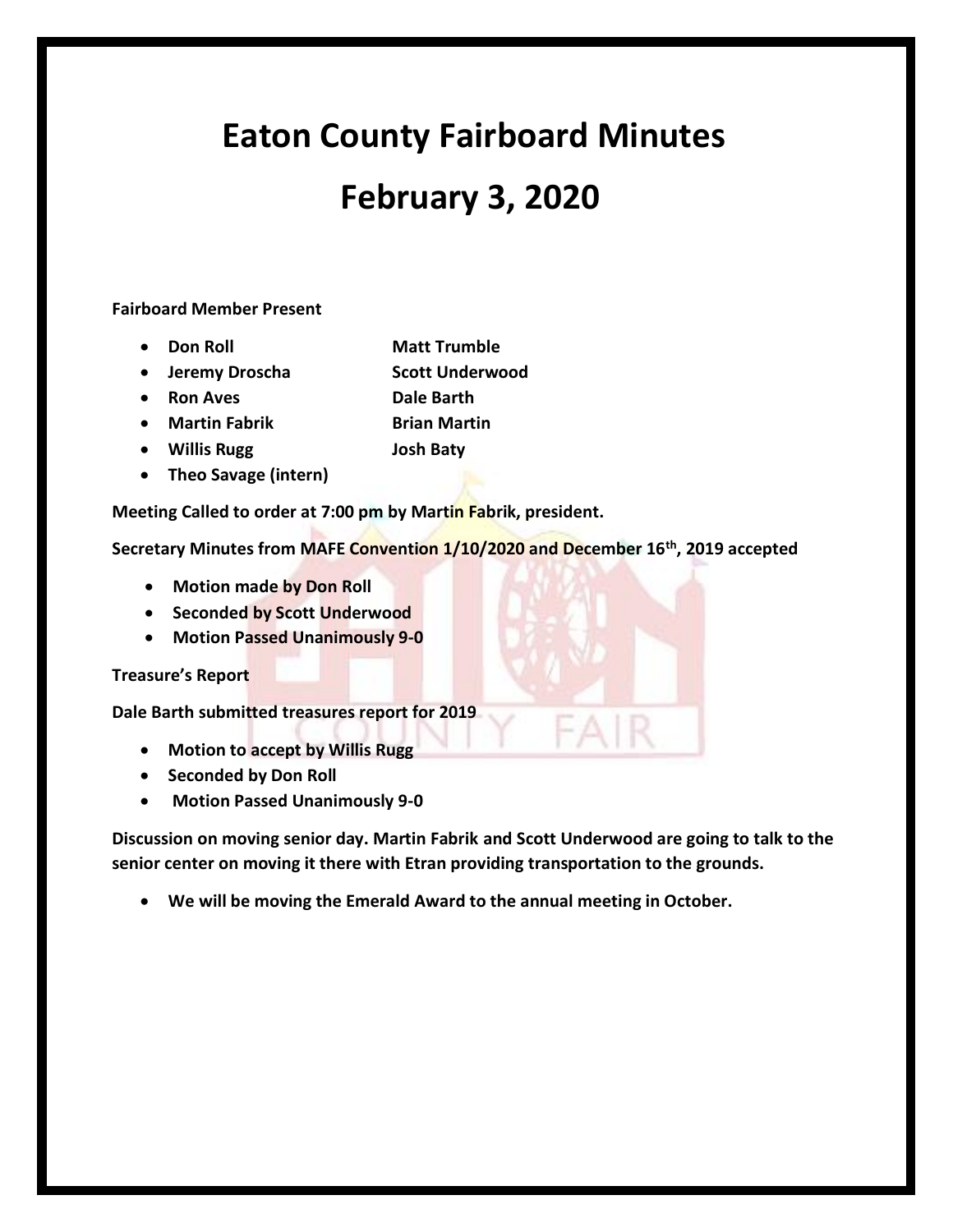# Eaton County Fairboard Minutes

# February 3, 2020

**Fairboard Member Present**

- **Don Roll**
- **Jeremy Droscha**
- **Ron Aves**
- **Martin Fabrik**
- **Willis Rugg**
- **Theo Savage (intern)**
- **Matt Trumble**
- **Scott Underwood**
- **Dale Barth**
- **Brian Martin**
- **Josh Baty**

**Meeting Called to order at 7:00 pm by Martin Fabrik, president.**

**Secretary Minutes from MAFE Convention 1/10/2020 and December 16th, 2019 accepted**

- **Motion made by Don Roll**
- **Seconded by Scott Underwood**
- **Motion Passed Unanimously 9-0**

**Treasure's Report**

**Dale Barth submitted treasures report for 2019**

- **Motion to accept by Willis Rugg**
- **Seconded by Don Roll**
- **Motion Passed Unanimously 9-0**

**Discussion on moving senior day. Martin Fabrik and Scott Underwood are going to talk to the senior center on moving it there with Etran providing transportation to the grounds.**

- **We will be moving the Emerald Award to the annual meeting in October.**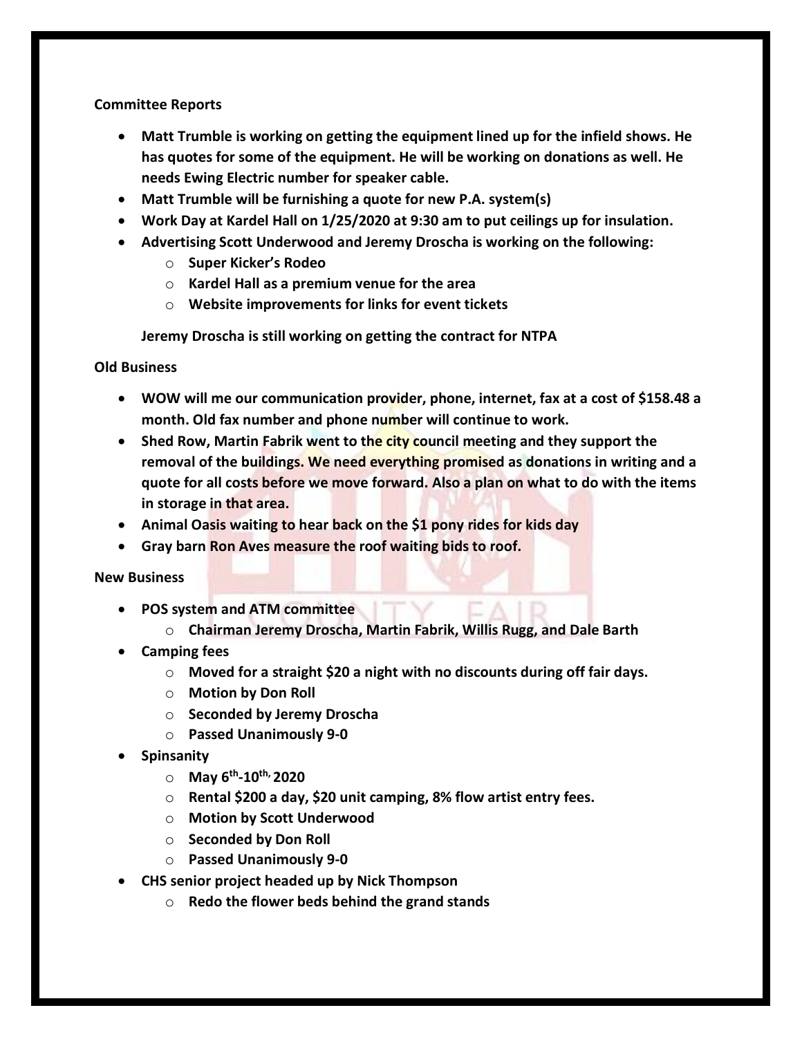**Committee Reports**

- **Matt Trumble is working on getting the equipment lined up for the infield shows. He has quotes for some of the equipment. He will be working on donations as well. He needs Ewing Electric number for speaker cable.**
- **Matt Trumble will be furnishing a quote for new P.A. system(s)**
- **Work Day at Kardel Hall on 1/25/2020 at 9:30 am to put ceilings up for insulation.**
- **Advertising Scott Underwood and Jeremy Droscha is working on the following:**
  - **Super Kicker's Rodeo**
  - **Kardel Hall as a premium venue for the area**
  - **Website improvements for links for event tickets**

  **Jeremy Droscha is still working on getting the contract for NTPA**

**Old Business**

- **WOW will me our communication provider, phone, internet, fax at a cost of $158.48 a month. Old fax number and phone number will continue to work.**
- **Shed Row, Martin Fabrik went to the city council meeting and they support the removal of the buildings. We need everything promised as donations in writing and a quote for all costs before we move forward. Also a plan on what to do with the items in storage in that area.**
- **Animal Oasis waiting to hear back on the $1 pony rides for kids day**
- **Gray barn Ron Aves measure the roof waiting bids to roof.**

**New Business**

- **POS system and ATM committee**
  - **Chairman Jeremy Droscha, Martin Fabrik, Willis Rugg, and Dale Barth**
- **Camping fees**
  - **Moved for a straight $20 a night with no discounts during off fair days.**
  - **Motion by Don Roll**
  - **Seconded by Jeremy Droscha**
  - **Passed Unanimously 9-0**
- **Spinsanity**
  - **May 6th-10th, 2020**
  - **Rental $200 a day, $20 unit camping, 8% flow artist entry fees.**
  - **Motion by Scott Underwood**
  - **Seconded by Don Roll**
  - **Passed Unanimously 9-0**
- **CHS senior project headed up by Nick Thompson**
  - **Redo the flower beds behind the grand stands**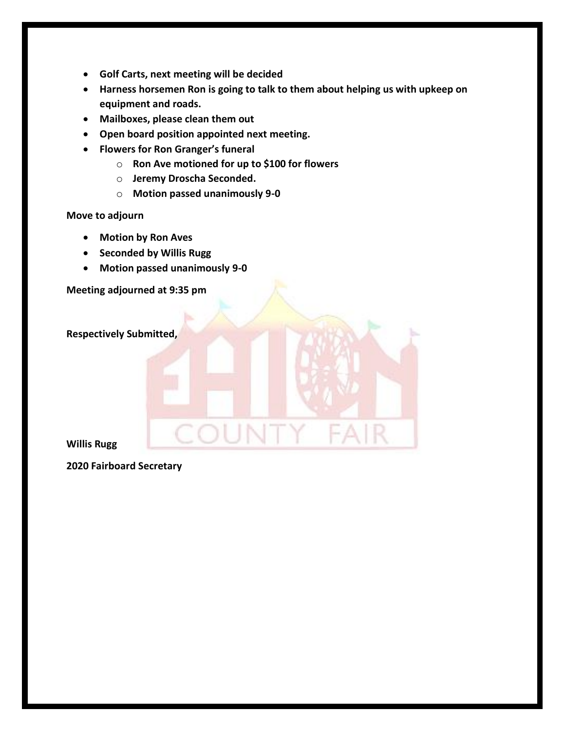- **Golf Carts, next meeting will be decided**
- **Harness horsemen Ron is going to talk to them about helping us with upkeep on equipment and roads.**
- **Mailboxes, please clean them out**
- **Open board position appointed next meeting.**
- **Flowers for Ron Granger's funeral**
  - **Ron Ave motioned for up to $100 for flowers**
  - **Jeremy Droscha Seconded.**
  - **Motion passed unanimously 9-0**

**Move to adjourn**

- **Motion by Ron Aves**
- **Seconded by Willis Rugg**
- **Motion passed unanimously 9-0**

**Meeting adjourned at 9:35 pm**

**Respectively Submitted,**

**Willis Rugg**

**2020 Fairboard Secretary**